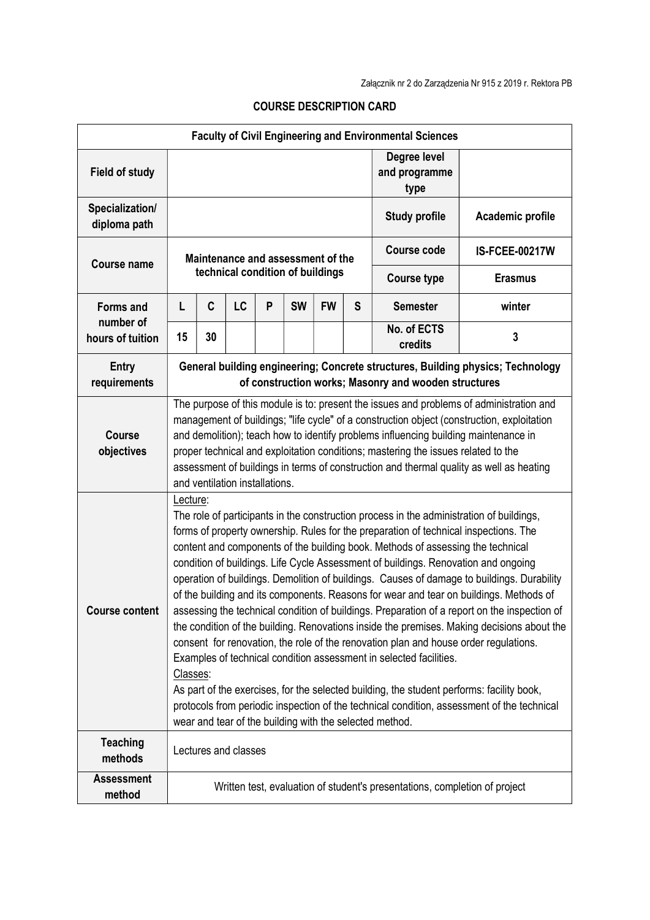Załącznik nr 2 do Zarządzenia Nr 915 z 2019 r. Rektora PB

## COURSE DESCRIPTION CARD

| Faculty of Civil Engineering and Environmental Sciences | | | | | | | | | |
|---|---|---|---|---|---|---|---|---|---|
| **Field of study** | | | | | | | | **Degree level and programme type** | |
| **Specialization/ diploma path** | | | | | | | | **Study profile** | **Academic profile** |
| **Course name** | **Maintenance and assessment of the technical condition of buildings** | | | | | | | **Course code** | **IS-FCEE-00217W** |
| | | | | | | | | **Course type** | **Erasmus** |
| **Forms and number of hours of tuition** | **L** | **C** | **LC** | **P** | **SW** | **FW** | **S** | **Semester** | **winter** |
| | **15** | **30** | | | | | | **No. of ECTS credits** | **3** |
| **Entry requirements** | **General building engineering; Concrete structures, Building physics; Technology of construction works; Masonry and wooden structures** | | | | | | | | |
| **Course objectives** | The purpose of this module is to: present the issues and problems of administration and management of buildings; "life cycle" of a construction object (construction, exploitation and demolition); teach how to identify problems influencing building maintenance in proper technical and exploitation conditions; mastering the issues related to the assessment of buildings in terms of construction and thermal quality as well as heating and ventilation installations. | | | | | | | | |
| **Course content** | Lecture:<br>The role of participants in the construction process in the administration of buildings, forms of property ownership. Rules for the preparation of technical inspections. The content and components of the building book. Methods of assessing the technical condition of buildings. Life Cycle Assessment of buildings. Renovation and ongoing operation of buildings. Demolition of buildings. Causes of damage to buildings. Durability of the building and its components. Reasons for wear and tear on buildings. Methods of assessing the technical condition of buildings. Preparation of a report on the inspection of the condition of the building. Renovations inside the premises. Making decisions about the consent for renovation, the role of the renovation plan and house order regulations. Examples of technical condition assessment in selected facilities.<br>Classes:<br>As part of the exercises, for the selected building, the student performs: facility book, protocols from periodic inspection of the technical condition, assessment of the technical wear and tear of the building with the selected method. | | | | | | | | |
| **Teaching methods** | Lectures and classes | | | | | | | | |
| **Assessment method** | Written test, evaluation of student's presentations, completion of project | | | | | | | | |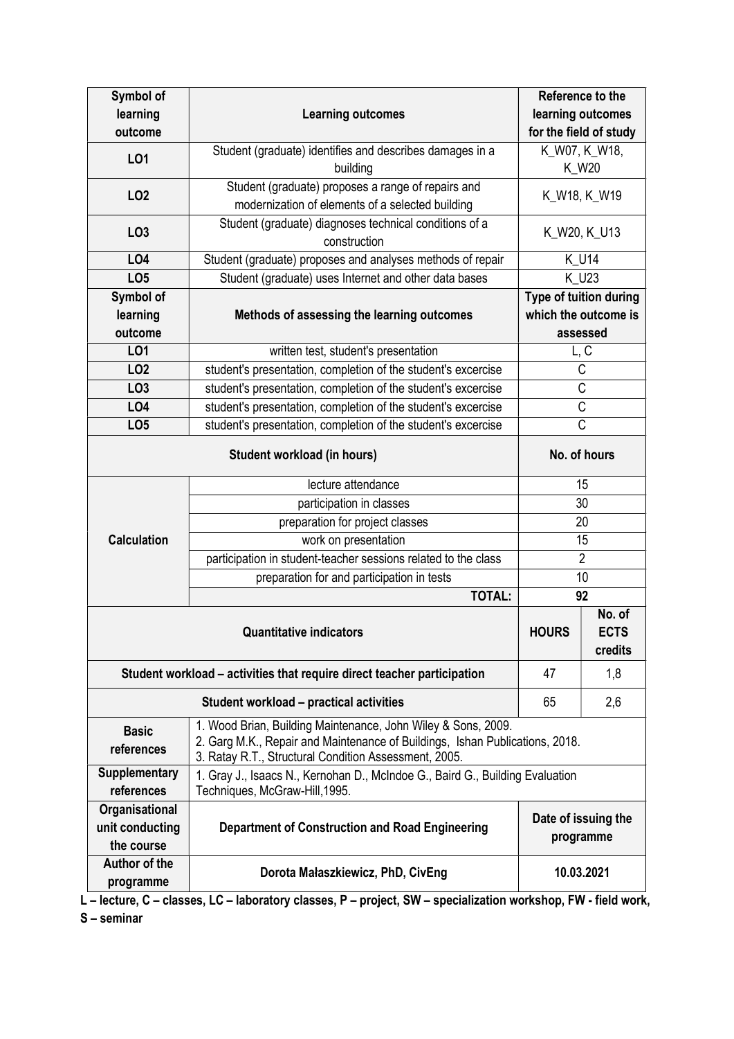| Symbol of learning outcome | Learning outcomes | Reference to the learning outcomes for the field of study | |
|---|---|---|---|
| LO1 | Student (graduate) identifies and describes damages in a building | K_W07, K_W18, K_W20 | |
| LO2 | Student (graduate) proposes a range of repairs and modernization of elements of a selected building | K_W18, K_W19 | |
| LO3 | Student (graduate) diagnoses technical conditions of a construction | K_W20, K_U13 | |
| LO4 | Student (graduate) proposes and analyses methods of repair | K_U14 | |
| LO5 | Student (graduate) uses Internet and other data bases | K_U23 | |
| **Symbol of learning outcome** | **Methods of assessing the learning outcomes** | **Type of tuition during which the outcome is assessed** | |
| LO1 | written test, student's presentation | L, C | |
| LO2 | student's presentation, completion of the student's excercise | C | |
| LO3 | student's presentation, completion of the student's excercise | C | |
| LO4 | student's presentation, completion of the student's excercise | C | |
| LO5 | student's presentation, completion of the student's excercise | C | |
| **Student workload (in hours)** | | **No. of hours** | |
| **Calculation** | lecture attendance | 15 | |
| | participation in classes | 30 | |
| | preparation for project classes | 20 | |
| | work on presentation | 15 | |
| | participation in student-teacher sessions related to the class | 2 | |
| | preparation for and participation in tests | 10 | |
| | **TOTAL:** | **92** | |
| **Quantitative indicators** | | **HOURS** | **No. of ECTS credits** |
| **Student workload – activities that require direct teacher participation** | | 47 | 1,8 |
| **Student workload – practical activities** | | 65 | 2,6 |
| **Basic references** | 1. Wood Brian, Building Maintenance, John Wiley & Sons, 2009.<br>2. Garg M.K., Repair and Maintenance of Buildings, Ishan Publications, 2018.<br>3. Ratay R.T., Structural Condition Assessment, 2005. | | |
| **Supplementary references** | 1. Gray J., Isaacs N., Kernohan D., McIndoe G., Baird G., Building Evaluation Techniques, McGraw-Hill,1995. | | |
| **Organisational unit conducting the course** | **Department of Construction and Road Engineering** | **Date of issuing the programme** | |
| **Author of the programme** | **Dorota Małaszkiewicz, PhD, CivEng** | **10.03.2021** | |

**L – lecture, C – classes, LC – laboratory classes, P – project, SW – specialization workshop, FW - field work, S – seminar**